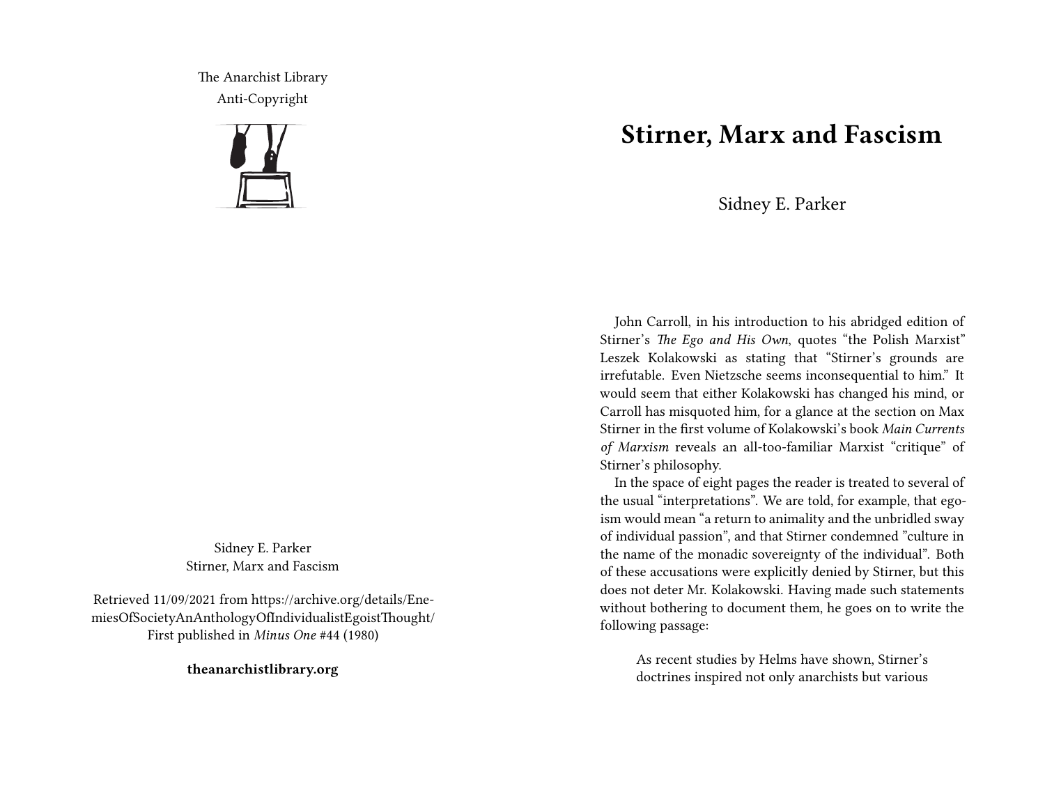The Anarchist Library
Anti-Copyright

Sidney E. Parker
Stirner, Marx and Fascism

Retrieved 11/09/2021 from https://archive.org/details/EnemiesOfSocietyAnAnthologyOfIndividualistEgoistThought/
First published in *Minus One* #44 (1980)

**theanarchistlibrary.org**

# Stirner, Marx and Fascism

Sidney E. Parker

John Carroll, in his introduction to his abridged edition of Stirner's *The Ego and His Own*, quotes "the Polish Marxist" Leszek Kolakowski as stating that "Stirner's grounds are irrefutable. Even Nietzsche seems inconsequential to him." It would seem that either Kolakowski has changed his mind, or Carroll has misquoted him, for a glance at the section on Max Stirner in the first volume of Kolakowski's book *Main Currents of Marxism* reveals an all-too-familiar Marxist "critique" of Stirner's philosophy.

In the space of eight pages the reader is treated to several of the usual "interpretations". We are told, for example, that egoism would mean "a return to animality and the unbridled sway of individual passion", and that Stirner condemned "culture in the name of the monadic sovereignty of the individual". Both of these accusations were explicitly denied by Stirner, but this does not deter Mr. Kolakowski. Having made such statements without bothering to document them, he goes on to write the following passage:

> As recent studies by Helms have shown, Stirner's doctrines inspired not only anarchists but various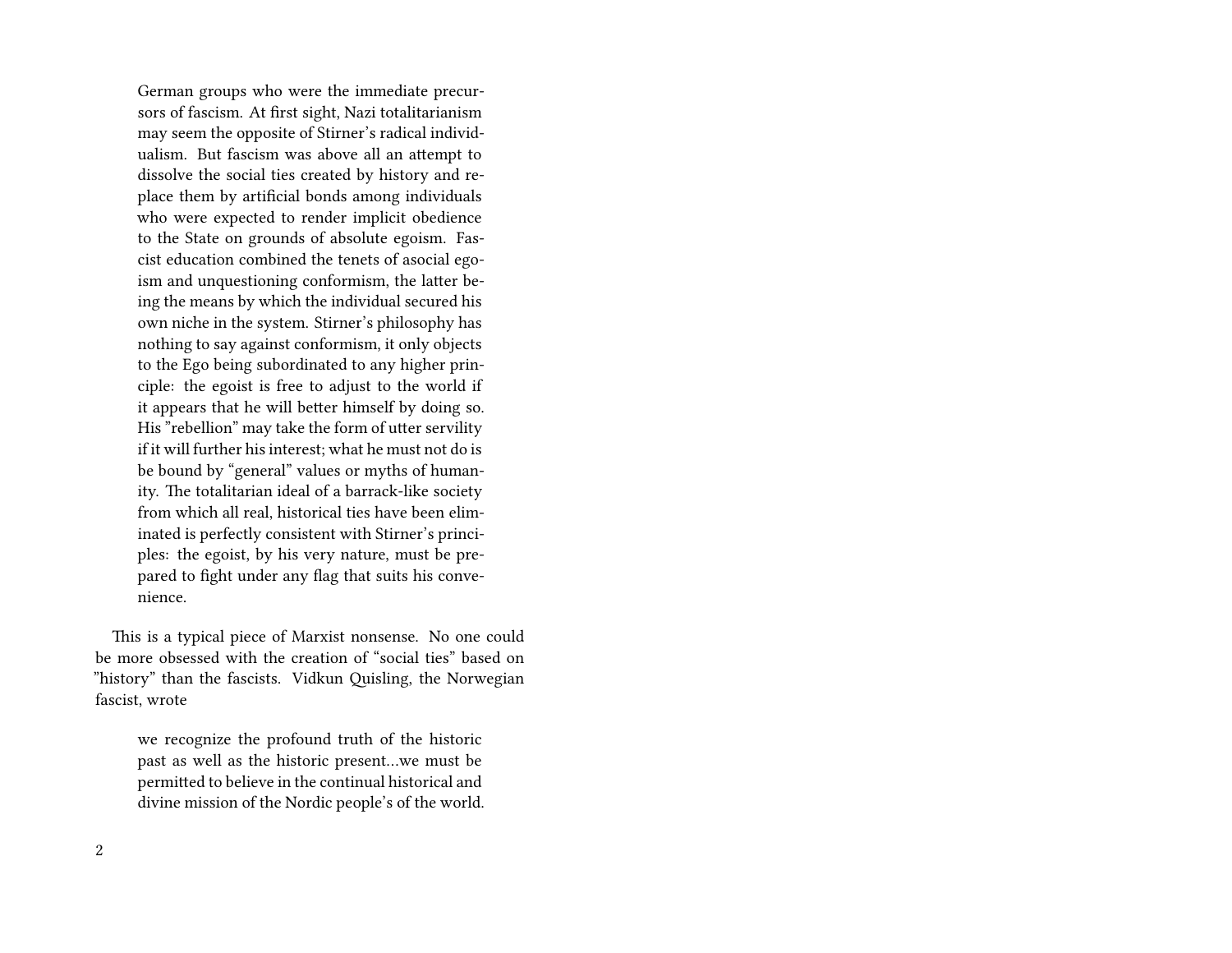> German groups who were the immediate precursors of fascism. At first sight, Nazi totalitarianism may seem the opposite of Stirner's radical individualism. But fascism was above all an attempt to dissolve the social ties created by history and replace them by artificial bonds among individuals who were expected to render implicit obedience to the State on grounds of absolute egoism. Fascist education combined the tenets of asocial egoism and unquestioning conformism, the latter being the means by which the individual secured his own niche in the system. Stirner's philosophy has nothing to say against conformism, it only objects to the Ego being subordinated to any higher principle: the egoist is free to adjust to the world if it appears that he will better himself by doing so. His "rebellion" may take the form of utter servility if it will further his interest; what he must not do is be bound by "general" values or myths of humanity. The totalitarian ideal of a barrack-like society from which all real, historical ties have been eliminated is perfectly consistent with Stirner's principles: the egoist, by his very nature, must be prepared to fight under any flag that suits his convenience.

This is a typical piece of Marxist nonsense. No one could be more obsessed with the creation of "social ties" based on "history" than the fascists. Vidkun Quisling, the Norwegian fascist, wrote

> we recognize the profound truth of the historic past as well as the historic present…we must be permitted to believe in the continual historical and divine mission of the Nordic people's of the world.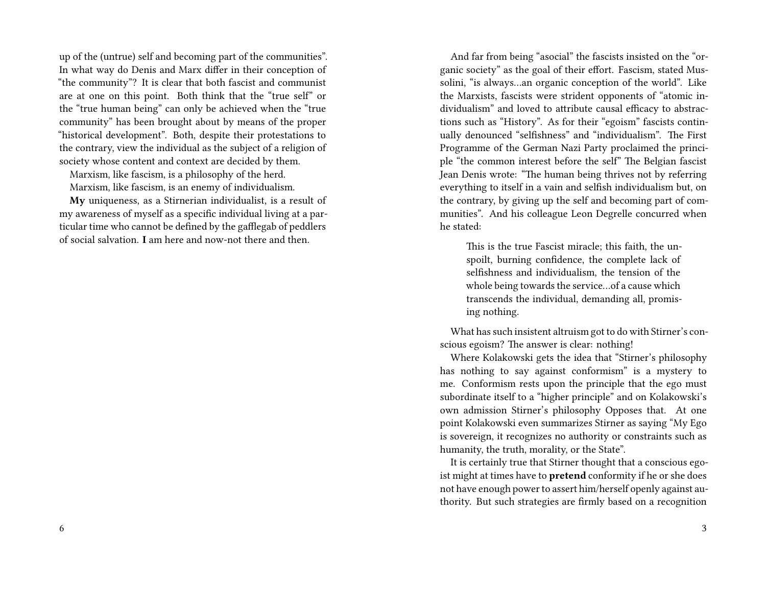up of the (untrue) self and becoming part of the communities". In what way do Denis and Marx differ in their conception of "the community"? It is clear that both fascist and communist are at one on this point. Both think that the "true self" or the "true human being" can only be achieved when the "true community" has been brought about by means of the proper "historical development". Both, despite their protestations to the contrary, view the individual as the subject of a religion of society whose content and context are decided by them.

Marxism, like fascism, is a philosophy of the herd.

Marxism, like fascism, is an enemy of individualism.

**My** uniqueness, as a Stirnerian individualist, is a result of my awareness of myself as a specific individual living at a particular time who cannot be defined by the gafflegab of peddlers of social salvation. **I** am here and now-not there and then.

And far from being "asocial" the fascists insisted on the "organic society" as the goal of their effort. Fascism, stated Mussolini, "is always…an organic conception of the world". Like the Marxists, fascists were strident opponents of "atomic individualism" and loved to attribute causal efficacy to abstractions such as "History". As for their "egoism" fascists continually denounced "selfishness" and "individualism". The First Programme of the German Nazi Party proclaimed the principle "the common interest before the self" The Belgian fascist Jean Denis wrote: "The human being thrives not by referring everything to itself in a vain and selfish individualism but, on the contrary, by giving up the self and becoming part of communities". And his colleague Leon Degrelle concurred when he stated:

> This is the true Fascist miracle; this faith, the unspoilt, burning confidence, the complete lack of selfishness and individualism, the tension of the whole being towards the service…of a cause which transcends the individual, demanding all, promising nothing.

What has such insistent altruism got to do with Stirner's conscious egoism? The answer is clear: nothing!

Where Kolakowski gets the idea that "Stirner's philosophy has nothing to say against conformism" is a mystery to me. Conformism rests upon the principle that the ego must subordinate itself to a "higher principle" and on Kolakowski's own admission Stirner's philosophy Opposes that. At one point Kolakowski even summarizes Stirner as saying "My Ego is sovereign, it recognizes no authority or constraints such as humanity, the truth, morality, or the State".

It is certainly true that Stirner thought that a conscious egoist might at times have to **pretend** conformity if he or she does not have enough power to assert him/herself openly against authority. But such strategies are firmly based on a recognition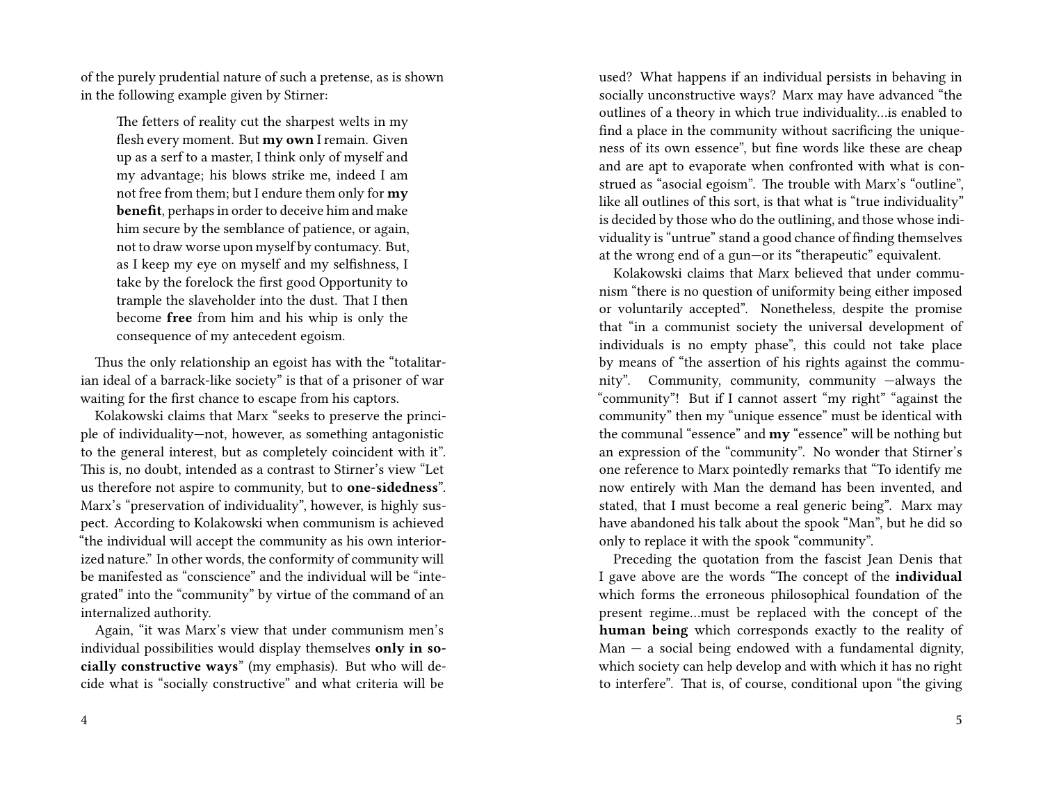of the purely prudential nature of such a pretense, as is shown in the following example given by Stirner:

> The fetters of reality cut the sharpest welts in my flesh every moment. But **my own** I remain. Given up as a serf to a master, I think only of myself and my advantage; his blows strike me, indeed I am not free from them; but I endure them only for **my benefit**, perhaps in order to deceive him and make him secure by the semblance of patience, or again, not to draw worse upon myself by contumacy. But, as I keep my eye on myself and my selfishness, I take by the forelock the first good Opportunity to trample the slaveholder into the dust. That I then become **free** from him and his whip is only the consequence of my antecedent egoism.

Thus the only relationship an egoist has with the "totalitarian ideal of a barrack-like society" is that of a prisoner of war waiting for the first chance to escape from his captors.

Kolakowski claims that Marx "seeks to preserve the principle of individuality—not, however, as something antagonistic to the general interest, but as completely coincident with it". This is, no doubt, intended as a contrast to Stirner's view "Let us therefore not aspire to community, but to **one-sidedness**". Marx's "preservation of individuality", however, is highly suspect. According to Kolakowski when communism is achieved "the individual will accept the community as his own interiorized nature." In other words, the conformity of community will be manifested as "conscience" and the individual will be "integrated" into the "community" by virtue of the command of an internalized authority.

Again, "it was Marx's view that under communism men's individual possibilities would display themselves **only in socially constructive ways**" (my emphasis). But who will decide what is "socially constructive" and what criteria will be used? What happens if an individual persists in behaving in socially unconstructive ways? Marx may have advanced "the outlines of a theory in which true individuality…is enabled to find a place in the community without sacrificing the uniqueness of its own essence", but fine words like these are cheap and are apt to evaporate when confronted with what is construed as "asocial egoism". The trouble with Marx's "outline", like all outlines of this sort, is that what is "true individuality" is decided by those who do the outlining, and those whose individuality is "untrue" stand a good chance of finding themselves at the wrong end of a gun—or its "therapeutic" equivalent.

Kolakowski claims that Marx believed that under communism "there is no question of uniformity being either imposed or voluntarily accepted". Nonetheless, despite the promise that "in a communist society the universal development of individuals is no empty phase", this could not take place by means of "the assertion of his rights against the community". Community, community, community —always the "community"! But if I cannot assert "my right" "against the community" then my "unique essence" must be identical with the communal "essence" and **my** "essence" will be nothing but an expression of the "community". No wonder that Stirner's one reference to Marx pointedly remarks that "To identify me now entirely with Man the demand has been invented, and stated, that I must become a real generic being". Marx may have abandoned his talk about the spook "Man", but he did so only to replace it with the spook "community".

Preceding the quotation from the fascist Jean Denis that I gave above are the words "The concept of the **individual** which forms the erroneous philosophical foundation of the present regime…must be replaced with the concept of the **human being** which corresponds exactly to the reality of Man — a social being endowed with a fundamental dignity, which society can help develop and with which it has no right to interfere". That is, of course, conditional upon "the giving